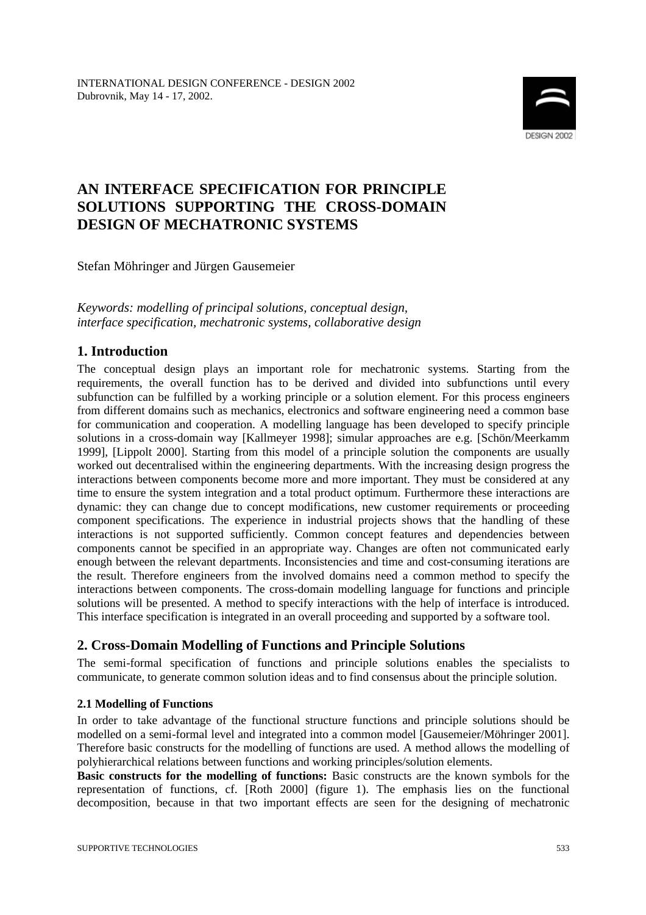# AN INTERFACE SPECIFICATION FOR PRINCIPLE SOLUTIONS SUPPORTING THE CROSS-DOMAIN DESIGN OF MECHATRONIC SYSTEMS

Stefan Möhringer and Jürgen Gausemeier

*Keywords: modelling of principal solutions, conceptual design, interface specification, mechatronic systems, collaborative design*

## 1. Introduction

The conceptual design plays an important role for mechatronic systems. Starting from the requirements, the overall function has to be derived and divided into subfunctions until every subfunction can be fulfilled by a working principle or a solution element. For this process engineers from different domains such as mechanics, electronics and software engineering need a common base for communication and cooperation. A modelling language has been developed to specify principle solutions in a cross-domain way [Kallmeyer 1998]; simular approaches are e.g. [Schön/Meerkamm 1999], [Lippolt 2000]. Starting from this model of a principle solution the components are usually worked out decentralised within the engineering departments. With the increasing design progress the interactions between components become more and more important. They must be considered at any time to ensure the system integration and a total product optimum. Furthermore these interactions are dynamic: they can change due to concept modifications, new customer requirements or proceeding component specifications. The experience in industrial projects shows that the handling of these interactions is not supported sufficiently. Common concept features and dependencies between components cannot be specified in an appropriate way. Changes are often not communicated early enough between the relevant departments. Inconsistencies and time and cost-consuming iterations are the result. Therefore engineers from the involved domains need a common method to specify the interactions between components. The cross-domain modelling language for functions and principle solutions will be presented. A method to specify interactions with the help of interface is introduced. This interface specification is integrated in an overall proceeding and supported by a software tool.

## 2. Cross-Domain Modelling of Functions and Principle Solutions

The semi-formal specification of functions and principle solutions enables the specialists to communicate, to generate common solution ideas and to find consensus about the principle solution.

### 2.1 Modelling of Functions

In order to take advantage of the functional structure functions and principle solutions should be modelled on a semi-formal level and integrated into a common model [Gausemeier/Möhringer 2001]. Therefore basic constructs for the modelling of functions are used. A method allows the modelling of polyhierarchical relations between functions and working principles/solution elements.

**Basic constructs for the modelling of functions:** Basic constructs are the known symbols for the representation of functions, cf. [Roth 2000] (figure 1). The emphasis lies on the functional decomposition, because in that two important effects are seen for the designing of mechatronic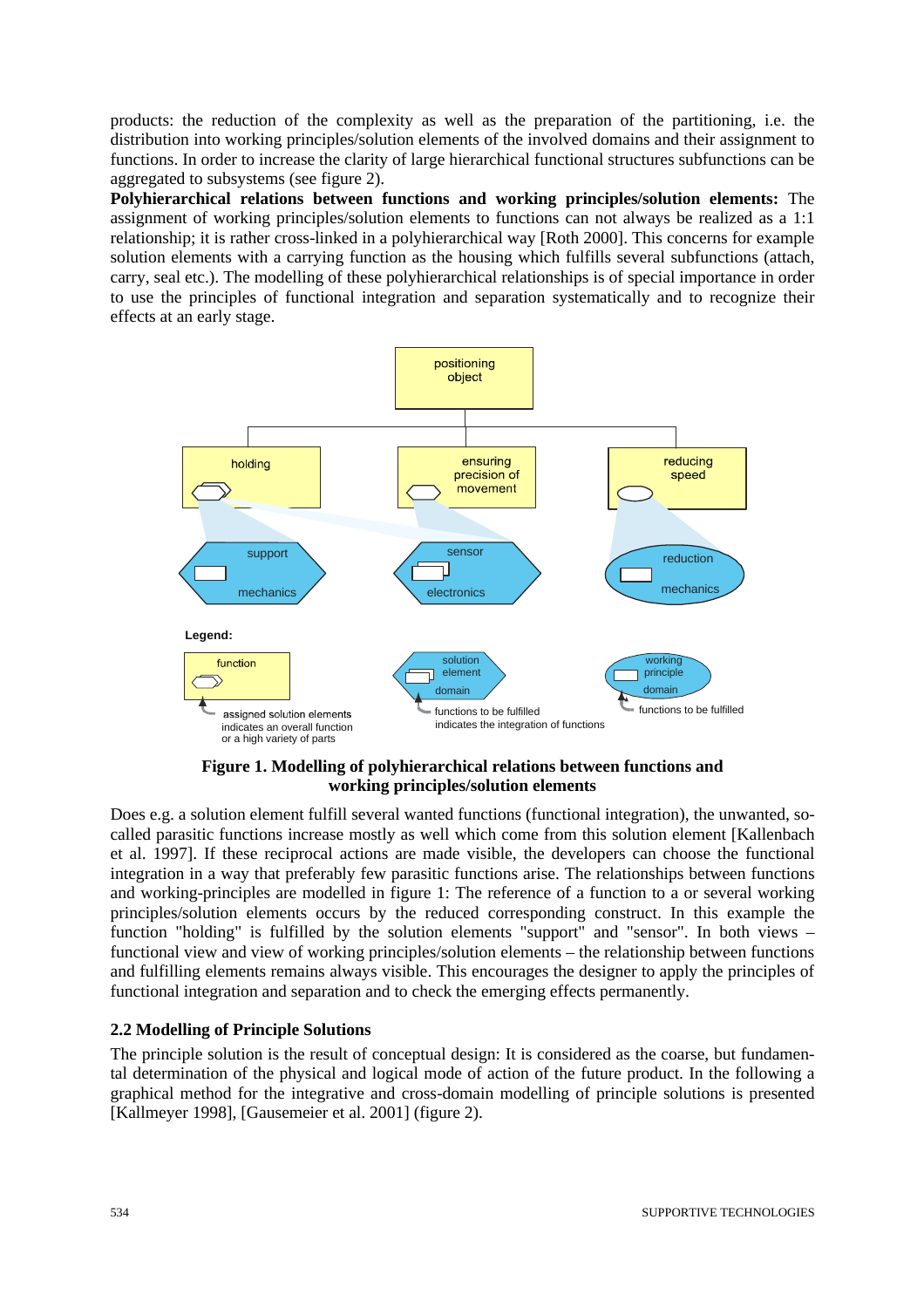products: the reduction of the complexity as well as the preparation of the partitioning, i.e. the distribution into working principles/solution elements of the involved domains and their assignment to functions. In order to increase the clarity of large hierarchical functional structures subfunctions can be aggregated to subsystems (see figure 2).

**Polyhierarchical relations between functions and working principles/solution elements:** The assignment of working principles/solution elements to functions can not always be realized as a 1:1 relationship; it is rather cross-linked in a polyhierarchical way [Roth 2000]. This concerns for example solution elements with a carrying function as the housing which fulfills several subfunctions (attach, carry, seal etc.). The modelling of these polyhierarchical relationships is of special importance in order to use the principles of functional integration and separation systematically and to recognize their effects at an early stage.

**Figure 1. Modelling of polyhierarchical relations between functions and working principles/solution elements**

Does e.g. a solution element fulfill several wanted functions (functional integration), the unwanted, so-called parasitic functions increase mostly as well which come from this solution element [Kallenbach et al. 1997]. If these reciprocal actions are made visible, the developers can choose the functional integration in a way that preferably few parasitic functions arise. The relationships between functions and working-principles are modelled in figure 1: The reference of a function to a or several working principles/solution elements occurs by the reduced corresponding construct. In this example the function "holding" is fulfilled by the solution elements "support" and "sensor". In both views – functional view and view of working principles/solution elements – the relationship between functions and fulfilling elements remains always visible. This encourages the designer to apply the principles of functional integration and separation and to check the emerging effects permanently.

### 2.2 Modelling of Principle Solutions

The principle solution is the result of conceptual design: It is considered as the coarse, but fundamental determination of the physical and logical mode of action of the future product. In the following a graphical method for the integrative and cross-domain modelling of principle solutions is presented [Kallmeyer 1998], [Gausemeier et al. 2001] (figure 2).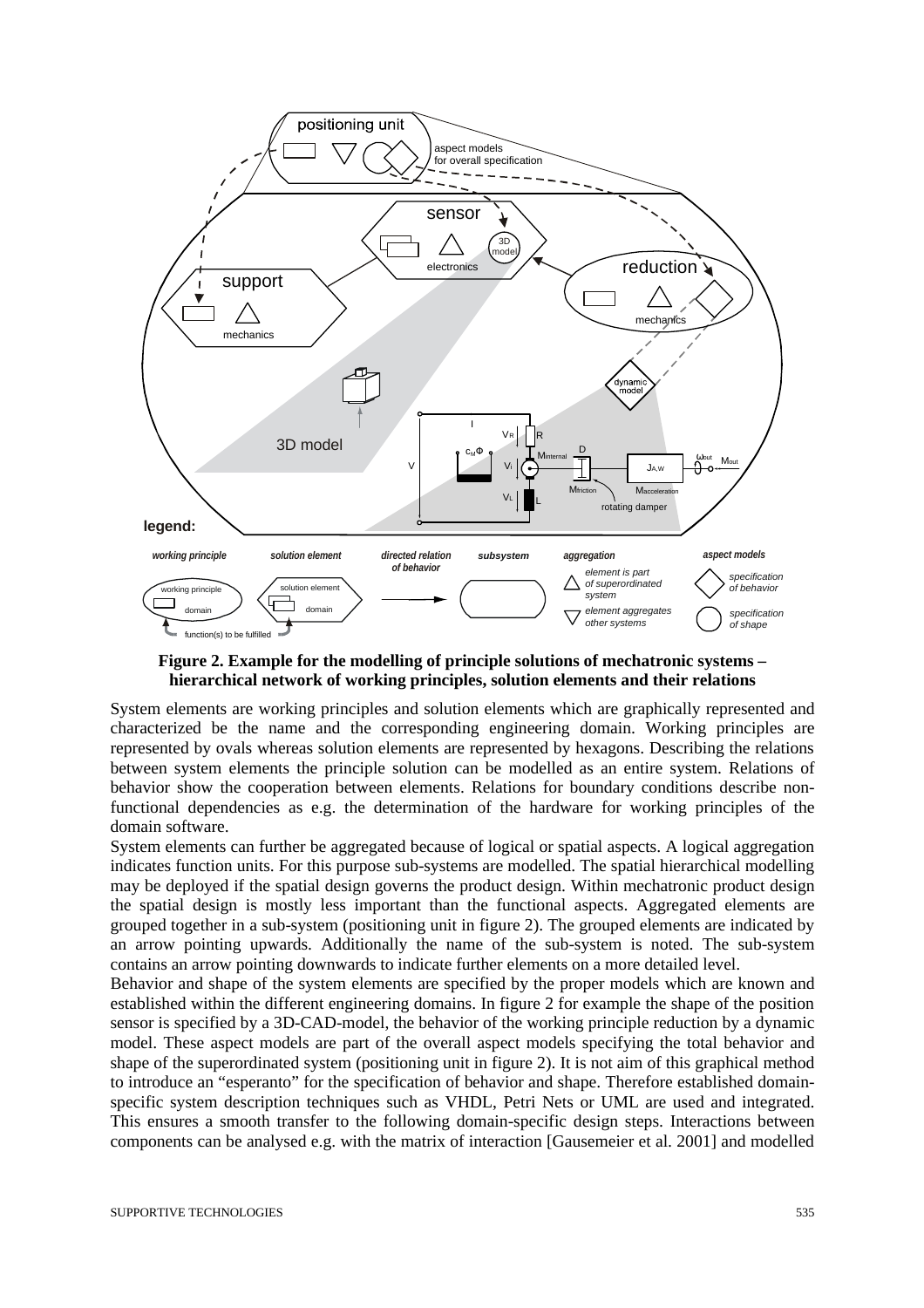**Figure 2. Example for the modelling of principle solutions of mechatronic systems – hierarchical network of working principles, solution elements and their relations**

System elements are working principles and solution elements which are graphically represented and characterized be the name and the corresponding engineering domain. Working principles are represented by ovals whereas solution elements are represented by hexagons. Describing the relations between system elements the principle solution can be modelled as an entire system. Relations of behavior show the cooperation between elements. Relations for boundary conditions describe non-functional dependencies as e.g. the determination of the hardware for working principles of the domain software.

System elements can further be aggregated because of logical or spatial aspects. A logical aggregation indicates function units. For this purpose sub-systems are modelled. The spatial hierarchical modelling may be deployed if the spatial design governs the product design. Within mechatronic product design the spatial design is mostly less important than the functional aspects. Aggregated elements are grouped together in a sub-system (positioning unit in figure 2). The grouped elements are indicated by an arrow pointing upwards. Additionally the name of the sub-system is noted. The sub-system contains an arrow pointing downwards to indicate further elements on a more detailed level.

Behavior and shape of the system elements are specified by the proper models which are known and established within the different engineering domains. In figure 2 for example the shape of the position sensor is specified by a 3D-CAD-model, the behavior of the working principle reduction by a dynamic model. These aspect models are part of the overall aspect models specifying the total behavior and shape of the superordinated system (positioning unit in figure 2). It is not aim of this graphical method to introduce an "esperanto" for the specification of behavior and shape. Therefore established domain-specific system description techniques such as VHDL, Petri Nets or UML are used and integrated. This ensures a smooth transfer to the following domain-specific design steps. Interactions between components can be analysed e.g. with the matrix of interaction [Gausemeier et al. 2001] and modelled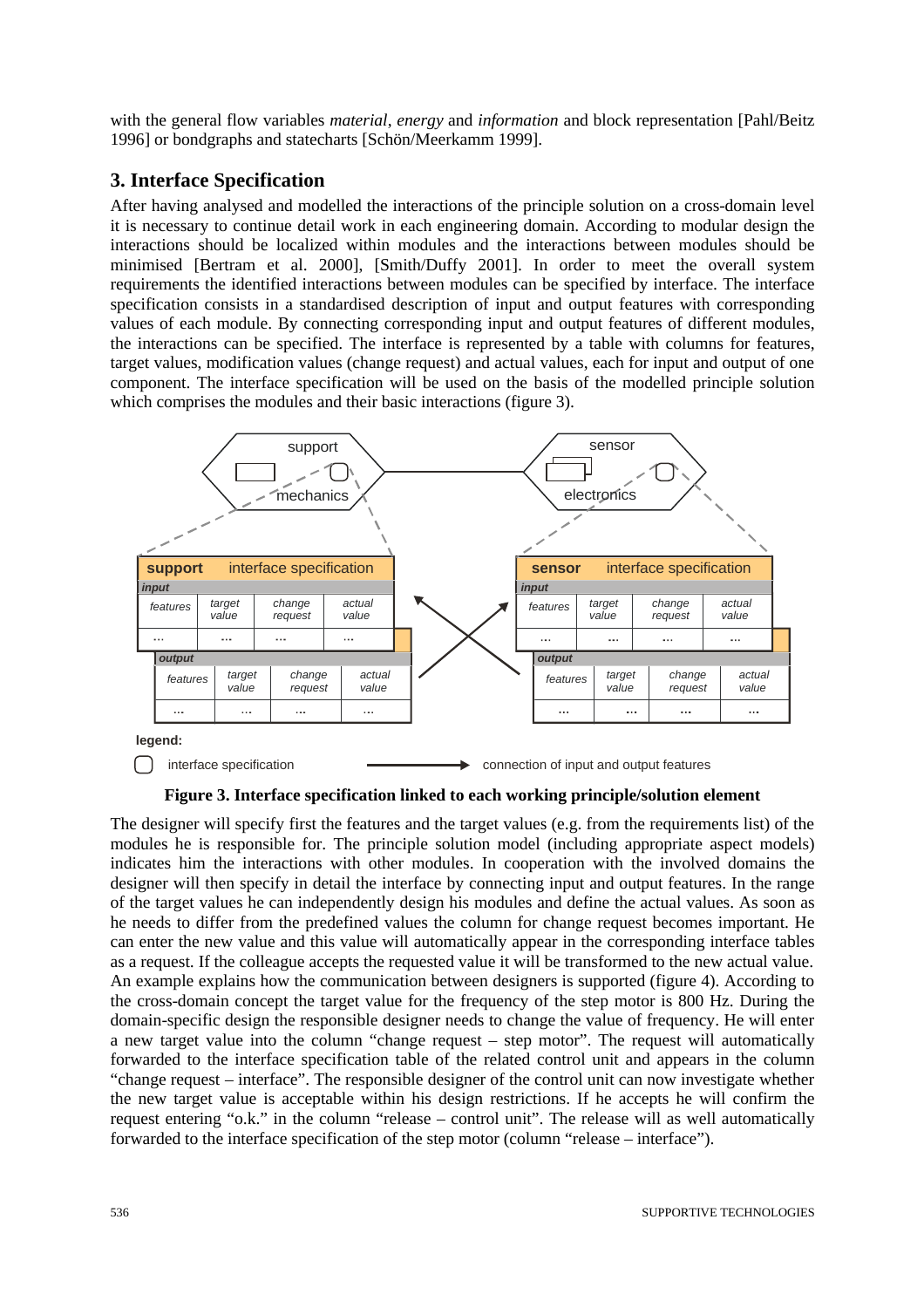with the general flow variables *material*, *energy* and *information* and block representation [Pahl/Beitz 1996] or bondgraphs and statecharts [Schön/Meerkamm 1999].

## 3. Interface Specification

After having analysed and modelled the interactions of the principle solution on a cross-domain level it is necessary to continue detail work in each engineering domain. According to modular design the interactions should be localized within modules and the interactions between modules should be minimised [Bertram et al. 2000], [Smith/Duffy 2001]. In order to meet the overall system requirements the identified interactions between modules can be specified by interface. The interface specification consists in a standardised description of input and output features with corresponding values of each module. By connecting corresponding input and output features of different modules, the interactions can be specified. The interface is represented by a table with columns for features, target values, modification values (change request) and actual values, each for input and output of one component. The interface specification will be used on the basis of the modelled principle solution which comprises the modules and their basic interactions (figure 3).

**Figure 3. Interface specification linked to each working principle/solution element**

The designer will specify first the features and the target values (e.g. from the requirements list) of the modules he is responsible for. The principle solution model (including appropriate aspect models) indicates him the interactions with other modules. In cooperation with the involved domains the designer will then specify in detail the interface by connecting input and output features. In the range of the target values he can independently design his modules and define the actual values. As soon as he needs to differ from the predefined values the column for change request becomes important. He can enter the new value and this value will automatically appear in the corresponding interface tables as a request. If the colleague accepts the requested value it will be transformed to the new actual value. An example explains how the communication between designers is supported (figure 4). According to the cross-domain concept the target value for the frequency of the step motor is 800 Hz. During the domain-specific design the responsible designer needs to change the value of frequency. He will enter a new target value into the column "change request – step motor". The request will automatically forwarded to the interface specification table of the related control unit and appears in the column "change request – interface". The responsible designer of the control unit can now investigate whether the new target value is acceptable within his design restrictions. If he accepts he will confirm the request entering "o.k." in the column "release – control unit". The release will as well automatically forwarded to the interface specification of the step motor (column "release – interface").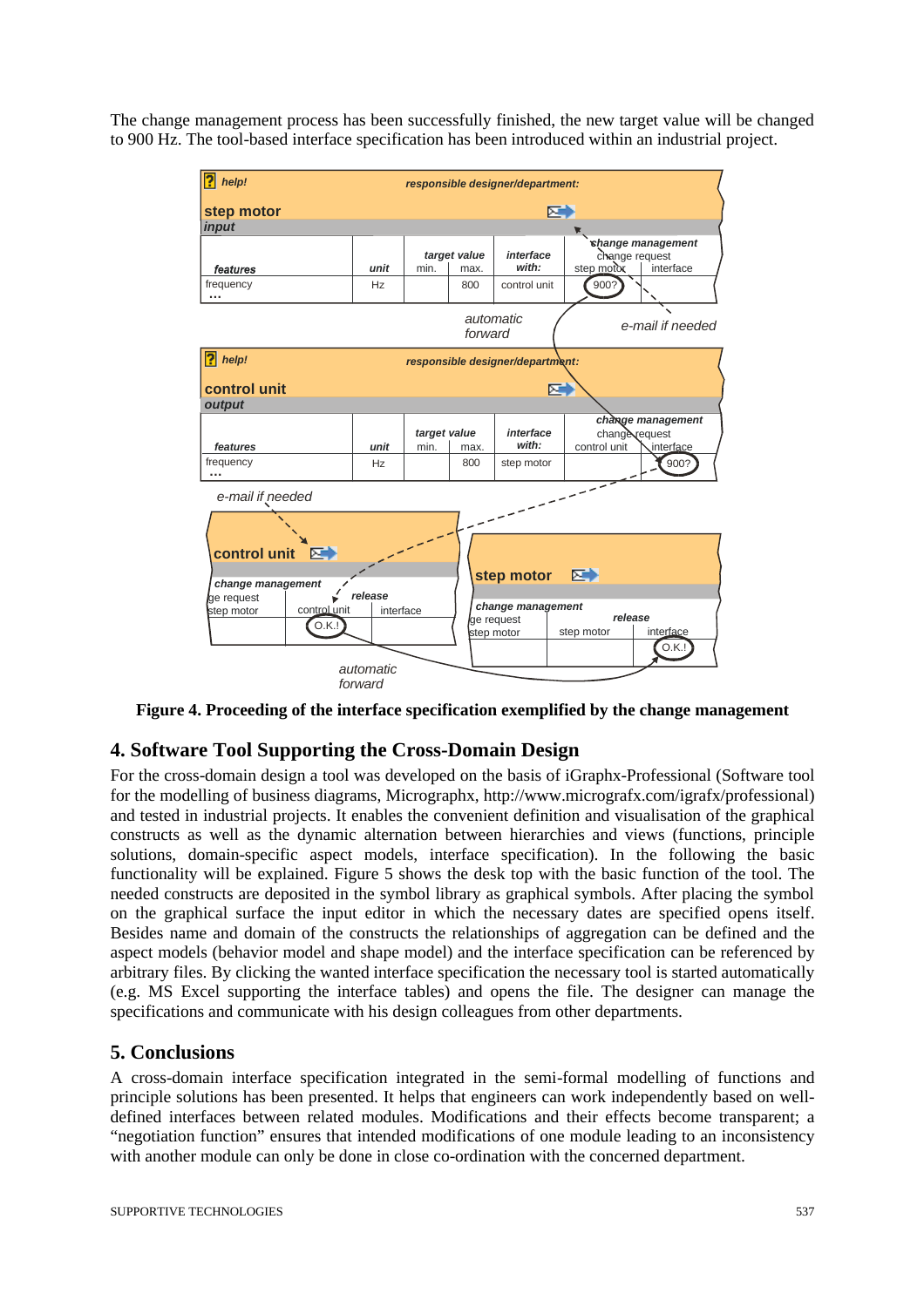The change management process has been successfully finished, the new target value will be changed to 900 Hz. The tool-based interface specification has been introduced within an industrial project.

**Figure 4. Proceeding of the interface specification exemplified by the change management**

## 4. Software Tool Supporting the Cross-Domain Design

For the cross-domain design a tool was developed on the basis of iGraphx-Professional (Software tool for the modelling of business diagrams, Micrographx, http://www.micrografx.com/igrafx/professional) and tested in industrial projects. It enables the convenient definition and visualisation of the graphical constructs as well as the dynamic alternation between hierarchies and views (functions, principle solutions, domain-specific aspect models, interface specification). In the following the basic functionality will be explained. Figure 5 shows the desk top with the basic function of the tool. The needed constructs are deposited in the symbol library as graphical symbols. After placing the symbol on the graphical surface the input editor in which the necessary dates are specified opens itself. Besides name and domain of the constructs the relationships of aggregation can be defined and the aspect models (behavior model and shape model) and the interface specification can be referenced by arbitrary files. By clicking the wanted interface specification the necessary tool is started automatically (e.g. MS Excel supporting the interface tables) and opens the file. The designer can manage the specifications and communicate with his design colleagues from other departments.

## 5. Conclusions

A cross-domain interface specification integrated in the semi-formal modelling of functions and principle solutions has been presented. It helps that engineers can work independently based on well-defined interfaces between related modules. Modifications and their effects become transparent; a “negotiation function” ensures that intended modifications of one module leading to an inconsistency with another module can only be done in close co-ordination with the concerned department.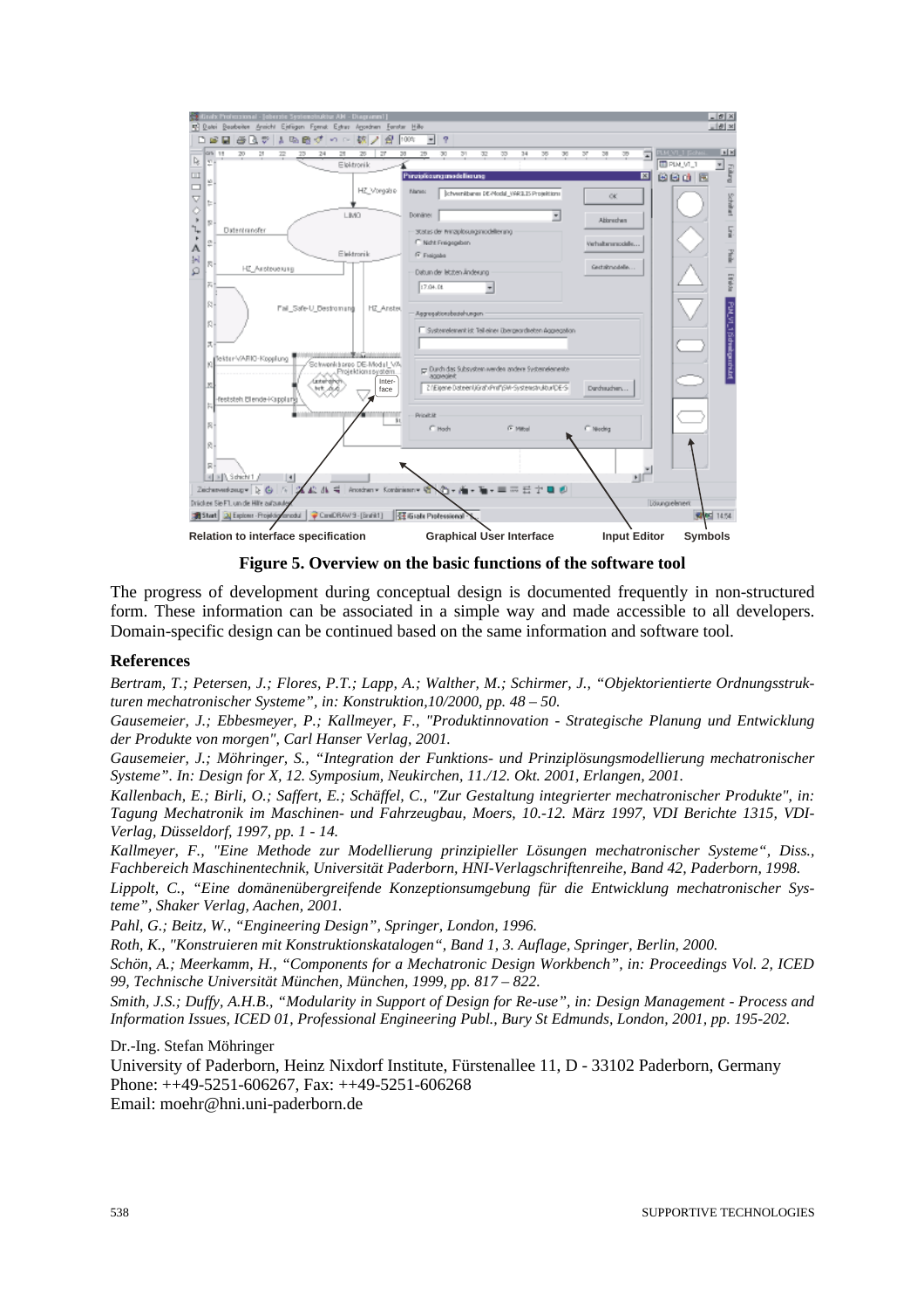Relation to interface specification

Graphical User Interface

Input Editor

Symbols

**Figure 5. Overview on the basic functions of the software tool**

The progress of development during conceptual design is documented frequently in non-structured form. These information can be associated in a simple way and made accessible to all developers. Domain-specific design can be continued based on the same information and software tool.

## References

*Bertram, T.; Petersen, J.; Flores, P.T.; Lapp, A.; Walther, M.; Schirmer, J., "Objektorientierte Ordnungsstrukturen mechatronischer Systeme", in: Konstruktion,10/2000, pp. 48 – 50.*

*Gausemeier, J.; Ebbesmeyer, P.; Kallmeyer, F., "Produktinnovation - Strategische Planung und Entwicklung der Produkte von morgen", Carl Hanser Verlag, 2001.*

*Gausemeier, J.; Möhringer, S., "Integration der Funktions- und Prinziplösungsmodellierung mechatronischer Systeme". In: Design for X, 12. Symposium, Neukirchen, 11./12. Okt. 2001, Erlangen, 2001.*

*Kallenbach, E.; Birli, O.; Saffert, E.; Schäffel, C., "Zur Gestaltung integrierter mechatronischer Produkte", in: Tagung Mechatronik im Maschinen- und Fahrzeugbau, Moers, 10.-12. März 1997, VDI Berichte 1315, VDI-Verlag, Düsseldorf, 1997, pp. 1 - 14.*

*Kallmeyer, F., "Eine Methode zur Modellierung prinzipieller Lösungen mechatronischer Systeme", Diss., Fachbereich Maschinentechnik, Universität Paderborn, HNI-Verlagschriftenreihe, Band 42, Paderborn, 1998.*

*Lippolt, C., "Eine domänenübergreifende Konzeptionsumgebung für die Entwicklung mechatronischer Systeme", Shaker Verlag, Aachen, 2001.*

*Pahl, G.; Beitz, W., "Engineering Design", Springer, London, 1996.*

*Roth, K., "Konstruieren mit Konstruktionskatalogen", Band 1, 3. Auflage, Springer, Berlin, 2000.*

*Schön, A.; Meerkamm, H., "Components for a Mechatronic Design Workbench", in: Proceedings Vol. 2, ICED 99, Technische Universität München, München, 1999, pp. 817 – 822.*

*Smith, J.S.; Duffy, A.H.B., "Modularity in Support of Design for Re-use", in: Design Management - Process and Information Issues, ICED 01, Professional Engineering Publ., Bury St Edmunds, London, 2001, pp. 195-202.*

Dr.-Ing. Stefan Möhringer

University of Paderborn, Heinz Nixdorf Institute, Fürstenallee 11, D - 33102 Paderborn, Germany

Phone: ++49-5251-606267, Fax: ++49-5251-606268

Email: moehr@hni.uni-paderborn.de